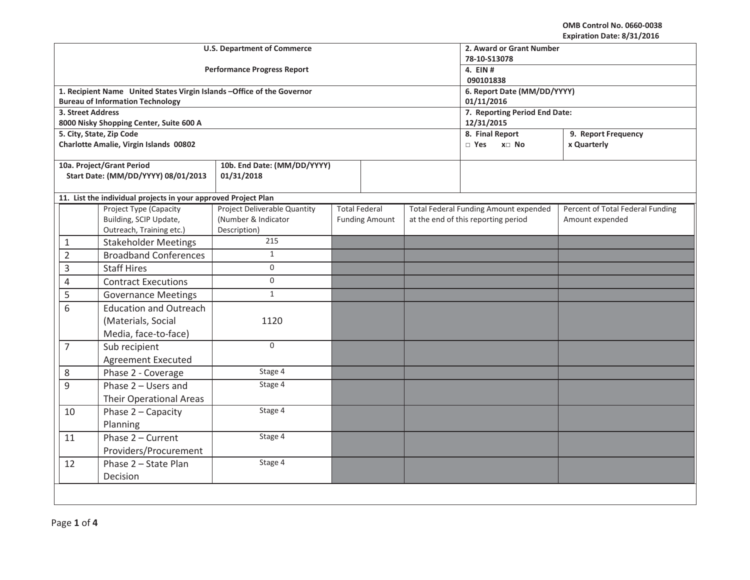OMB Control No. 0660-0038
Expiration Date: 8/31/2016

| U.S. Department of Commerce<br><br>Performance Progress Report | 2. Award or Grant Number<br>78-10-S13078<br>4. EIN #<br>090101838 |
|---|---|
| 1. Recipient Name United States Virgin Islands –Office of the Governor<br>Bureau of Information Technology | 6. Report Date (MM/DD/YYYY)<br>01/11/2016 |
| 3. Street Address<br>8000 Nisky Shopping Center, Suite 600 A | 7. Reporting Period End Date:<br>12/31/2015 |
| 5. City, State, Zip Code<br>Charlotte Amalie, Virgin Islands 00802 | 8. Final Report<br>□ Yes x□ No<br><br>9. Report Frequency<br>x Quarterly |
| 10a. Project/Grant Period<br>Start Date: (MM/DD/YYYY) 08/01/2013<br><br>10b. End Date: (MM/DD/YYYY)<br>01/31/2018 | |

**11. List the individual projects in your approved Project Plan**

| | Project Type (Capacity Building, SCIP Update, Outreach, Training etc.) | Project Deliverable Quantity (Number & Indicator Description) | Total Federal Funding Amount | Total Federal Funding Amount expended at the end of this reporting period | Percent of Total Federal Funding Amount expended |
|---|---|---|---|---|---|
| 1 | Stakeholder Meetings | 215 | | | |
| 2 | Broadband Conferences | 1 | | | |
| 3 | Staff Hires | 0 | | | |
| 4 | Contract Executions | 0 | | | |
| 5 | Governance Meetings | 1 | | | |
| 6 | Education and Outreach (Materials, Social Media, face-to-face) | 1120 | | | |
| 7 | Sub recipient Agreement Executed | 0 | | | |
| 8 | Phase 2 - Coverage | Stage 4 | | | |
| 9 | Phase 2 – Users and Their Operational Areas | Stage 4 | | | |
| 10 | Phase 2 – Capacity Planning | Stage 4 | | | |
| 11 | Phase 2 – Current Providers/Procurement | Stage 4 | | | |
| 12 | Phase 2 – State Plan Decision | Stage 4 | | | |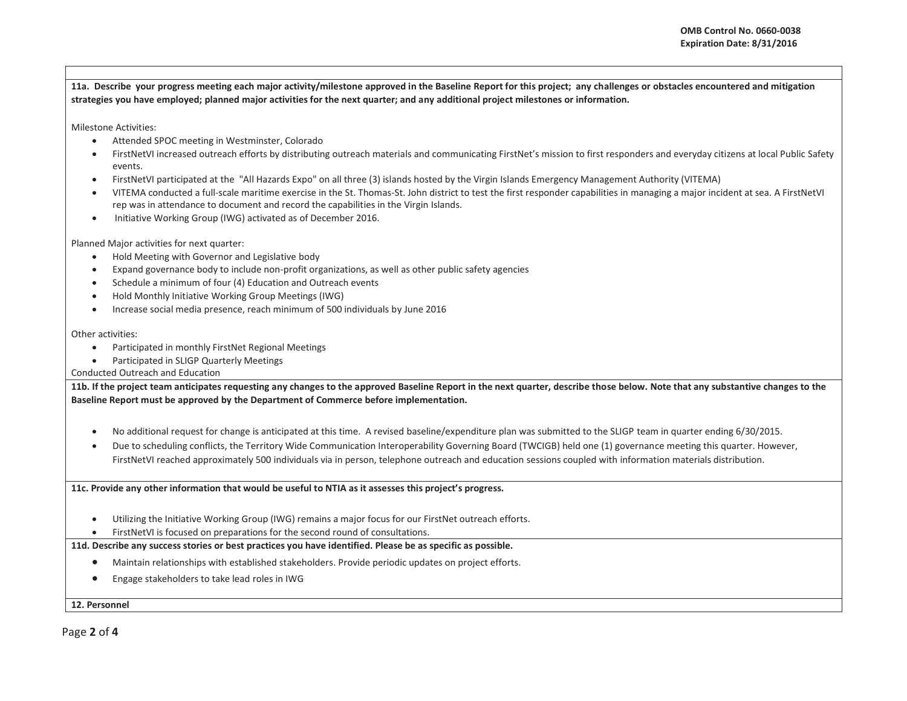**11a. Describe your progress meeting each major activity/milestone approved in the Baseline Report for this project; any challenges or obstacles encountered and mitigation strategies you have employed; planned major activities for the next quarter; and any additional project milestones or information.**

Milestone Activities:

- Attended SPOC meeting in Westminster, Colorado
- FirstNetVI increased outreach efforts by distributing outreach materials and communicating FirstNet's mission to first responders and everyday citizens at local Public Safety events.
- FirstNetVI participated at the "All Hazards Expo" on all three (3) islands hosted by the Virgin Islands Emergency Management Authority (VITEMA)
- VITEMA conducted a full-scale maritime exercise in the St. Thomas-St. John district to test the first responder capabilities in managing a major incident at sea. A FirstNetVI rep was in attendance to document and record the capabilities in the Virgin Islands.
- Initiative Working Group (IWG) activated as of December 2016.

Planned Major activities for next quarter:

- Hold Meeting with Governor and Legislative body
- Expand governance body to include non-profit organizations, as well as other public safety agencies
- Schedule a minimum of four (4) Education and Outreach events
- Hold Monthly Initiative Working Group Meetings (IWG)
- Increase social media presence, reach minimum of 500 individuals by June 2016

Other activities:

- Participated in monthly FirstNet Regional Meetings
- Participated in SLIGP Quarterly Meetings

Conducted Outreach and Education

**11b. If the project team anticipates requesting any changes to the approved Baseline Report in the next quarter, describe those below. Note that any substantive changes to the Baseline Report must be approved by the Department of Commerce before implementation.**

- No additional request for change is anticipated at this time. A revised baseline/expenditure plan was submitted to the SLIGP team in quarter ending 6/30/2015.
- Due to scheduling conflicts, the Territory Wide Communication Interoperability Governing Board (TWCIGB) held one (1) governance meeting this quarter. However, FirstNetVI reached approximately 500 individuals via in person, telephone outreach and education sessions coupled with information materials distribution.

**11c. Provide any other information that would be useful to NTIA as it assesses this project's progress.**

- Utilizing the Initiative Working Group (IWG) remains a major focus for our FirstNet outreach efforts.
- FirstNetVI is focused on preparations for the second round of consultations.

**11d. Describe any success stories or best practices you have identified. Please be as specific as possible.**

- Maintain relationships with established stakeholders. Provide periodic updates on project efforts.
- Engage stakeholders to take lead roles in IWG

**12. Personnel**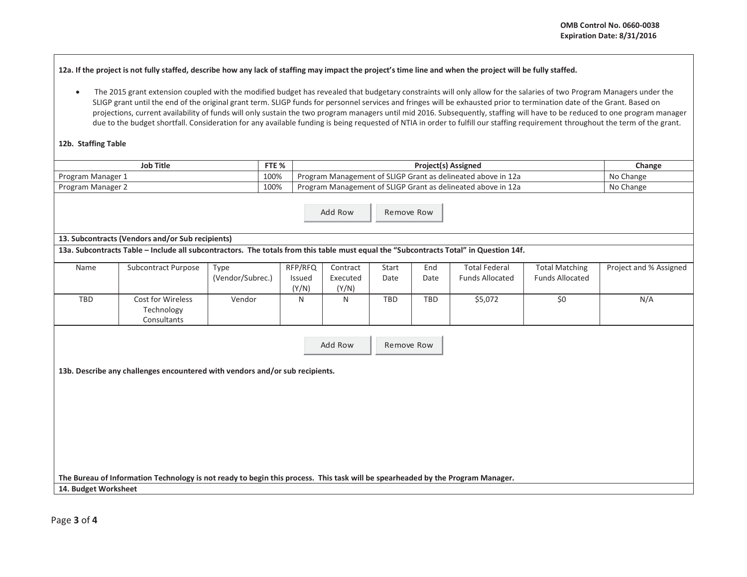**12a. If the project is not fully staffed, describe how any lack of staffing may impact the project's time line and when the project will be fully staffed.**

- The 2015 grant extension coupled with the modified budget has revealed that budgetary constraints will only allow for the salaries of two Program Managers under the SLIGP grant until the end of the original grant term. SLIGP funds for personnel services and fringes will be exhausted prior to termination date of the Grant. Based on projections, current availability of funds will only sustain the two program managers until mid 2016. Subsequently, staffing will have to be reduced to one program manager due to the budget shortfall. Consideration for any available funding is being requested of NTIA in order to fulfill our staffing requirement throughout the term of the grant.

**12b. Staffing Table**

| Job Title | FTE % | Project(s) Assigned | Change |
|---|---|---|---|
| Program Manager 1 | 100% | Program Management of SLIGP Grant as delineated above in 12a | No Change |
| Program Manager 2 | 100% | Program Management of SLIGP Grant as delineated above in 12a | No Change |

Add Row | Remove Row

**13. Subcontracts (Vendors and/or Sub recipients)**

**13a. Subcontracts Table – Include all subcontractors. The totals from this table must equal the "Subcontracts Total" in Question 14f.**

| Name | Subcontract Purpose | Type (Vendor/Subrec.) | RFP/RFQ Issued (Y/N) | Contract Executed (Y/N) | Start Date | End Date | Total Federal Funds Allocated | Total Matching Funds Allocated | Project and % Assigned |
|---|---|---|---|---|---|---|---|---|---|
| TBD | Cost for Wireless Technology Consultants | Vendor | N | N | TBD | TBD | $5,072 | $0 | N/A |

Add Row | Remove Row

**13b. Describe any challenges encountered with vendors and/or sub recipients.**

**The Bureau of Information Technology is not ready to begin this process. This task will be spearheaded by the Program Manager.**

**14. Budget Worksheet**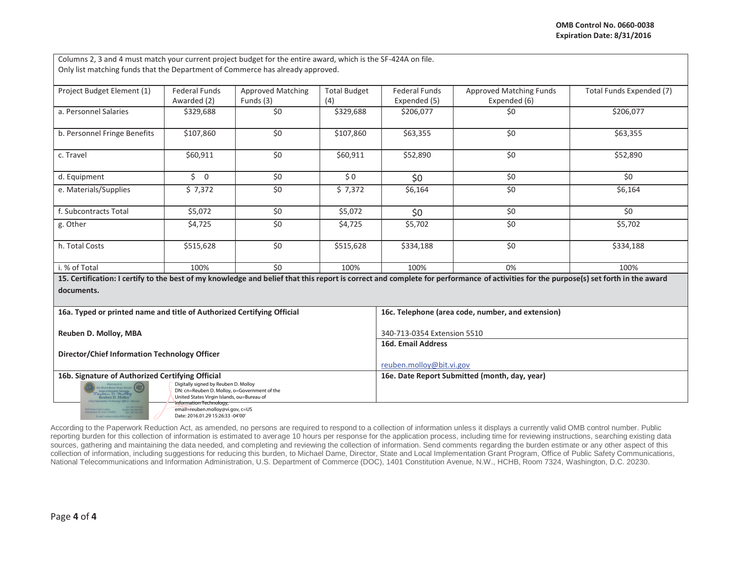OMB Control No. 0660-0038
Expiration Date: 8/31/2016

Columns 2, 3 and 4 must match your current project budget for the entire award, which is the SF-424A on file.
Only list matching funds that the Department of Commerce has already approved.

| Project Budget Element (1) | Federal Funds Awarded (2) | Approved Matching Funds (3) | Total Budget (4) | Federal Funds Expended (5) | Approved Matching Funds Expended (6) | Total Funds Expended (7) |
|---|---|---|---|---|---|---|
| a. Personnel Salaries | $329,688 | $0 | $329,688 | $206,077 | $0 | $206,077 |
| b. Personnel Fringe Benefits | $107,860 | $0 | $107,860 | $63,355 | $0 | $63,355 |
| c. Travel | $60,911 | $0 | $60,911 | $52,890 | $0 | $52,890 |
| d. Equipment | $ 0 | $0 | $ 0 | $0 | $0 | $0 |
| e. Materials/Supplies | $ 7,372 | $0 | $ 7,372 | $6,164 | $0 | $6,164 |
| f. Subcontracts Total | $5,072 | $0 | $5,072 | $0 | $0 | $0 |
| g. Other | $4,725 | $0 | $4,725 | $5,702 | $0 | $5,702 |
| h. Total Costs | $515,628 | $0 | $515,628 | $334,188 | $0 | $334,188 |
| i. % of Total | 100% | $0 | 100% | 100% | 0% | 100% |

**15. Certification: I certify to the best of my knowledge and belief that this report is correct and complete for performance of activities for the purpose(s) set forth in the award documents.**

**16a. Typed or printed name and title of Authorized Certifying Official**

**Reuben D. Molloy, MBA**

**Director/Chief Information Technology Officer**

**16b. Signature of Authorized Certifying Official**

Digitally signed by Reuben D. Molloy
DN: cn=Reuben D. Molloy, o=Government of the United States Virgin Islands, ou=Bureau of Information Technology, email=reuben.molloy@vi.gov, c=US
Date: 2016.01.29 15:26:33 -04'00'

**16c. Telephone (area code, number, and extension)**

340-713-0354 Extension 5510

**16d. Email Address**

reuben.molloy@bit.vi.gov

**16e. Date Report Submitted (month, day, year)**

According to the Paperwork Reduction Act, as amended, no persons are required to respond to a collection of information unless it displays a currently valid OMB control number. Public reporting burden for this collection of information is estimated to average 10 hours per response for the application process, including time for reviewing instructions, searching existing data sources, gathering and maintaining the data needed, and completing and reviewing the collection of information. Send comments regarding the burden estimate or any other aspect of this collection of information, including suggestions for reducing this burden, to Michael Dame, Director, State and Local Implementation Grant Program, Office of Public Safety Communications, National Telecommunications and Information Administration, U.S. Department of Commerce (DOC), 1401 Constitution Avenue, N.W., HCHB, Room 7324, Washington, D.C. 20230.